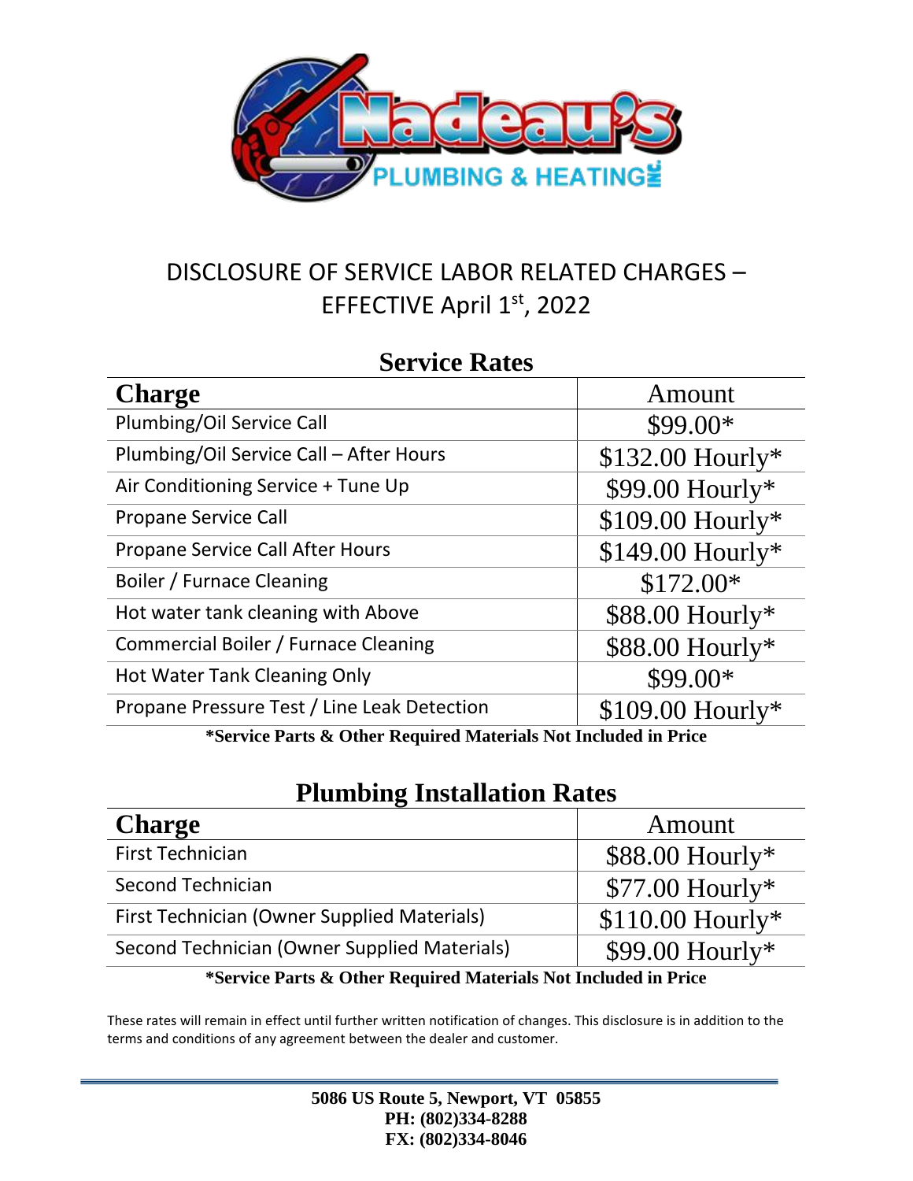# DISCLOSURE OF SERVICE LABOR RELATED CHARGES – EFFECTIVE April 1st, 2022

## Service Rates

| Charge | Amount |
|---|---|
| Plumbing/Oil Service Call | $99.00* |
| Plumbing/Oil Service Call – After Hours | $132.00 Hourly* |
| Air Conditioning Service + Tune Up | $99.00 Hourly* |
| Propane Service Call | $109.00 Hourly* |
| Propane Service Call After Hours | $149.00 Hourly* |
| Boiler / Furnace Cleaning | $172.00* |
| Hot water tank cleaning with Above | $88.00 Hourly* |
| Commercial Boiler / Furnace Cleaning | $88.00 Hourly* |
| Hot Water Tank Cleaning Only | $99.00* |
| Propane Pressure Test / Line Leak Detection | $109.00 Hourly* |

**\*Service Parts & Other Required Materials Not Included in Price**

## Plumbing Installation Rates

| Charge | Amount |
|---|---|
| First Technician | $88.00 Hourly* |
| Second Technician | $77.00 Hourly* |
| First Technician (Owner Supplied Materials) | $110.00 Hourly* |
| Second Technician (Owner Supplied Materials) | $99.00 Hourly* |

**\*Service Parts & Other Required Materials Not Included in Price**

These rates will remain in effect until further written notification of changes. This disclosure is in addition to the terms and conditions of any agreement between the dealer and customer.

**5086 US Route 5, Newport, VT 05855**
**PH: (802)334-8288**
**FX: (802)334-8046**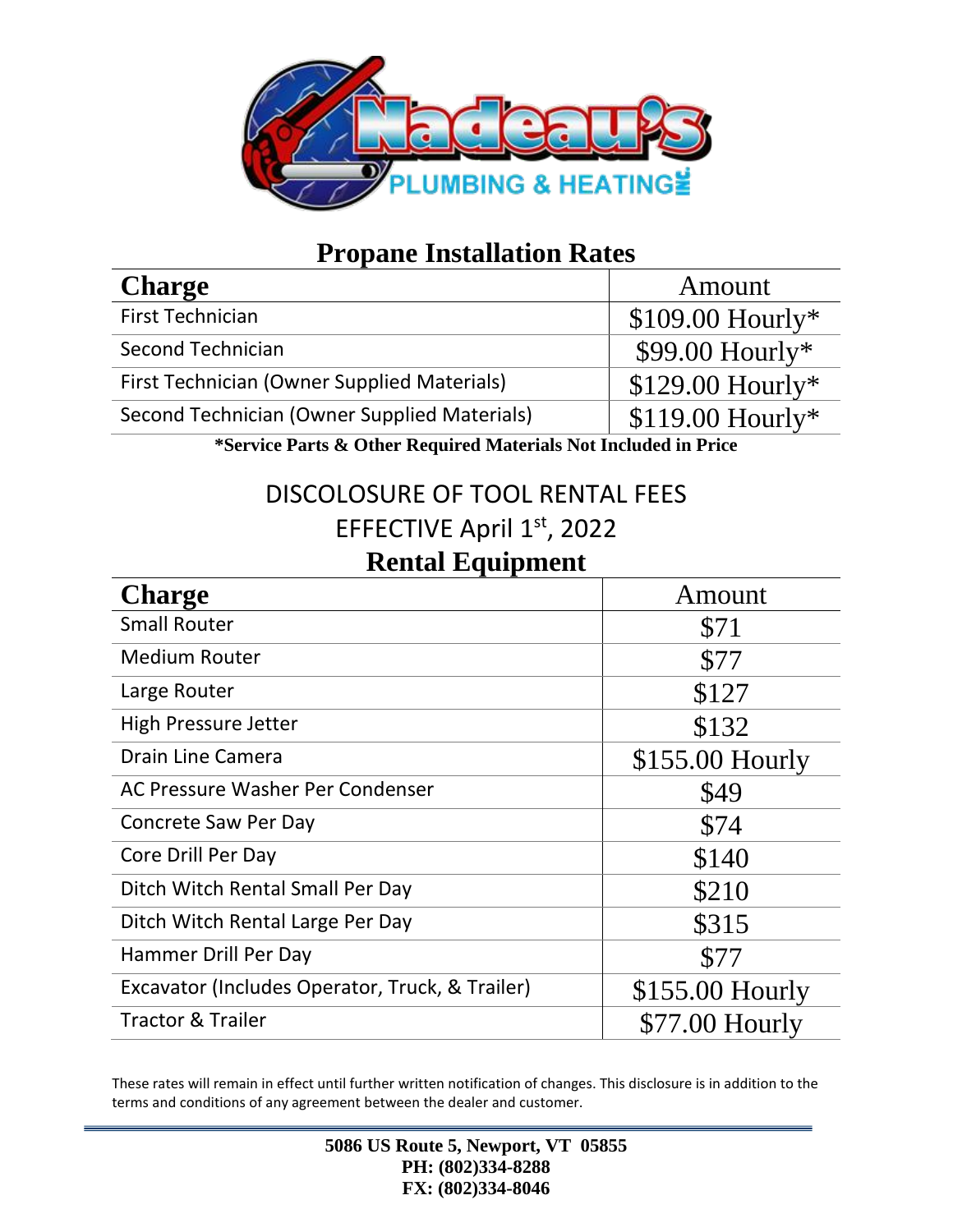# Propane Installation Rates

| Charge | Amount |
|---|---|
| First Technician | $109.00 Hourly* |
| Second Technician | $99.00 Hourly* |
| First Technician (Owner Supplied Materials) | $129.00 Hourly* |
| Second Technician (Owner Supplied Materials) | $119.00 Hourly* |

**\*Service Parts & Other Required Materials Not Included in Price**

## DISCOLOSURE OF TOOL RENTAL FEES
## EFFECTIVE April 1st, 2022

## Rental Equipment

| Charge | Amount |
|---|---|
| Small Router | $71 |
| Medium Router | $77 |
| Large Router | $127 |
| High Pressure Jetter | $132 |
| Drain Line Camera | $155.00 Hourly |
| AC Pressure Washer Per Condenser | $49 |
| Concrete Saw Per Day | $74 |
| Core Drill Per Day | $140 |
| Ditch Witch Rental Small Per Day | $210 |
| Ditch Witch Rental Large Per Day | $315 |
| Hammer Drill Per Day | $77 |
| Excavator (Includes Operator, Truck, & Trailer) | $155.00 Hourly |
| Tractor & Trailer | $77.00 Hourly |

These rates will remain in effect until further written notification of changes. This disclosure is in addition to the terms and conditions of any agreement between the dealer and customer.

**5086 US Route 5, Newport, VT 05855**
**PH: (802)334-8288**
**FX: (802)334-8046**